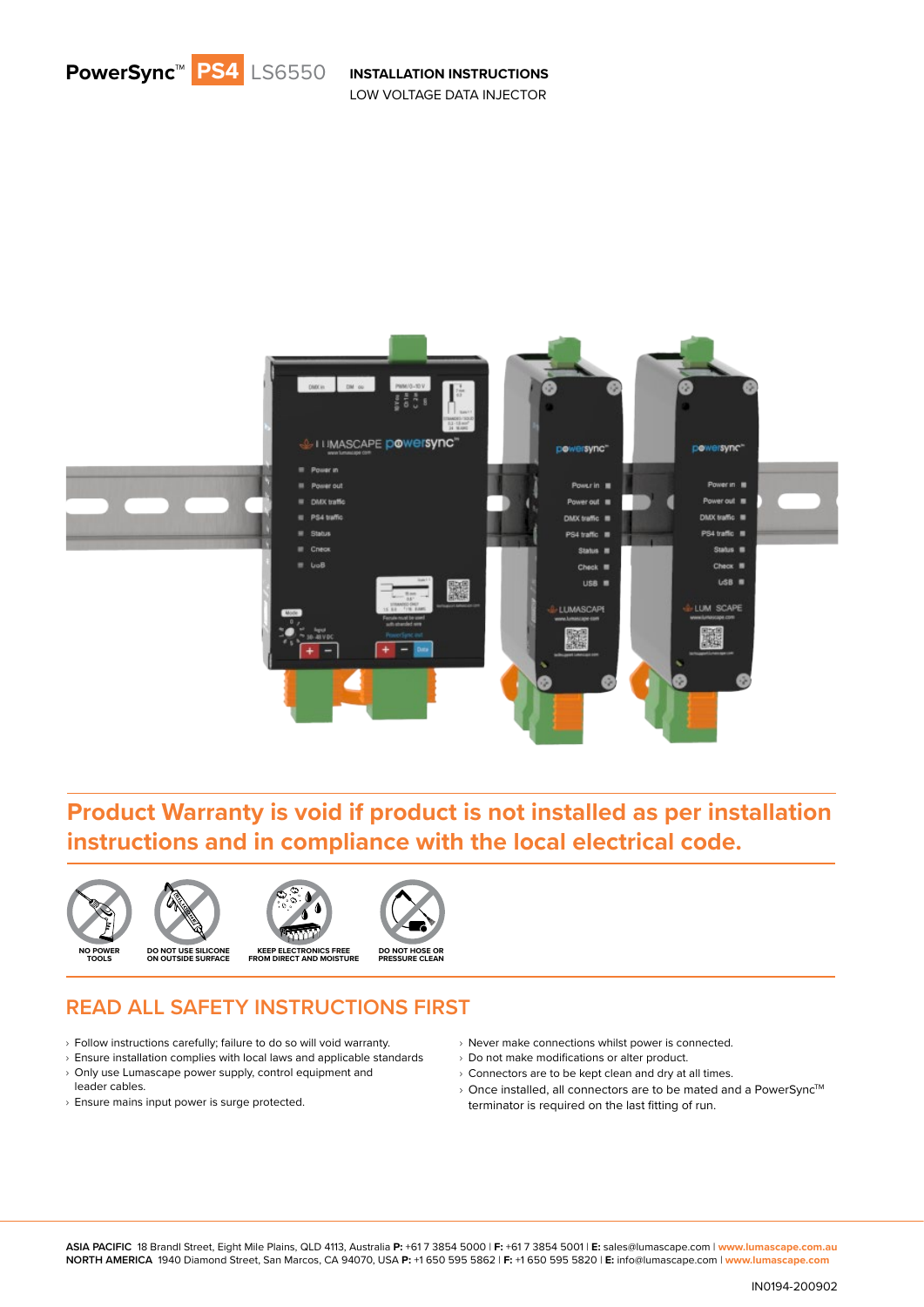# PowerSync™ PS4 LS6550

**INSTALLATION INSTRUCTIONS**
LOW VOLTAGE DATA INJECTOR

## Product Warranty is void if product is not installed as per installation instructions and in compliance with the local electrical code.

NO POWER TOOLS | DO NOT USE SILICONE ON OUTSIDE SURFACE | KEEP ELECTRONICS FREE FROM DIRECT AND MOISTURE | DO NOT HOSE OR PRESSURE CLEAN

## READ ALL SAFETY INSTRUCTIONS FIRST

- Follow instructions carefully; failure to do so will void warranty.
- Ensure installation complies with local laws and applicable standards
- Only use Lumascape power supply, control equipment and leader cables.
- Ensure mains input power is surge protected.
- Never make connections whilst power is connected.
- Do not make modifications or alter product.
- Connectors are to be kept clean and dry at all times.
- Once installed, all connectors are to be mated and a PowerSync™ terminator is required on the last fitting of run.

**ASIA PACIFIC** 18 Brandl Street, Eight Mile Plains, QLD 4113, Australia **P:** +61 7 3854 5000 | **F:** +61 7 3854 5001 | **E:** sales@lumascape.com | **www.lumascape.com.au**
**NORTH AMERICA** 1940 Diamond Street, San Marcos, CA 94070, USA **P:** +1 650 595 5862 | **F:** +1 650 595 5820 | **E:** info@lumascape.com | **www.lumascape.com**

IN0194-200902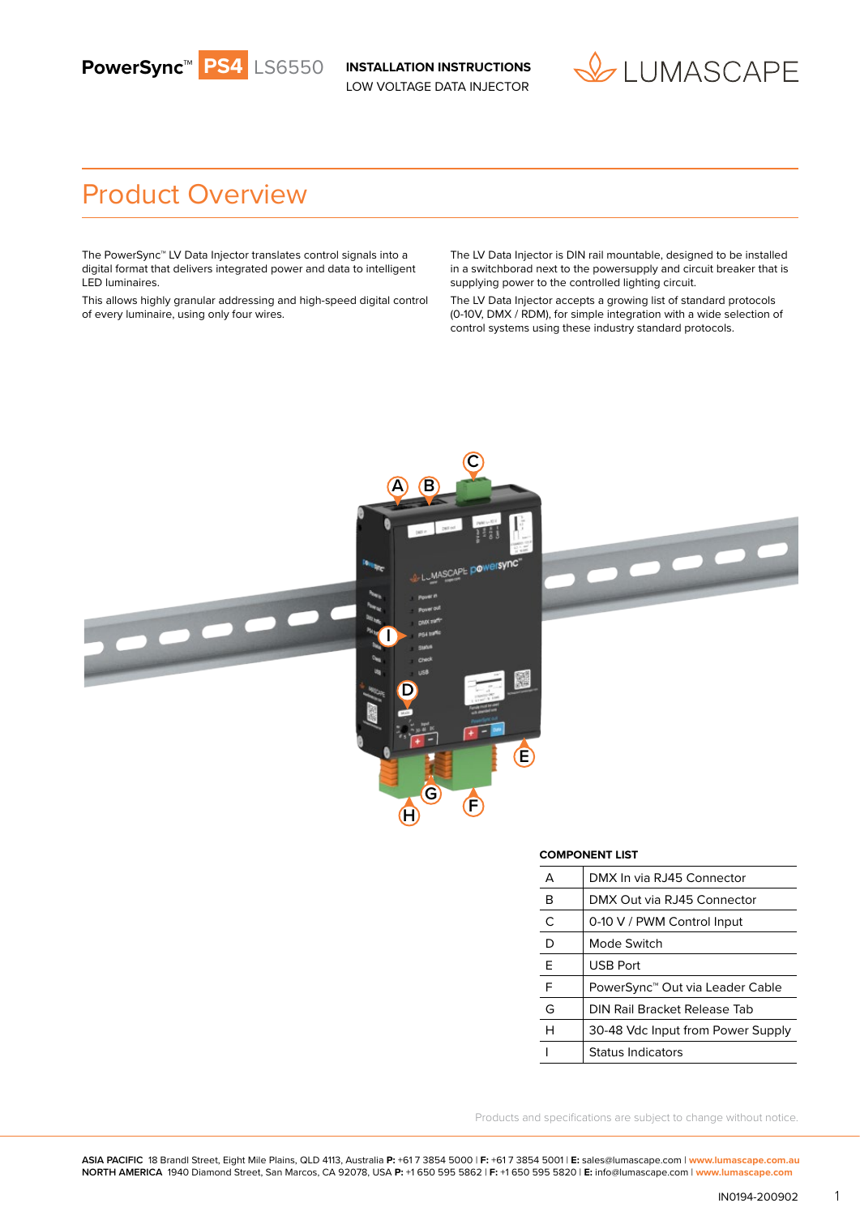# Product Overview

The PowerSync™ LV Data Injector translates control signals into a digital format that delivers integrated power and data to intelligent LED luminaires.

This allows highly granular addressing and high-speed digital control of every luminaire, using only four wires.

The LV Data Injector is DIN rail mountable, designed to be installed in a switchborad next to the powersupply and circuit breaker that is supplying power to the controlled lighting circuit.

The LV Data Injector accepts a growing list of standard protocols (0-10V, DMX / RDM), for simple integration with a wide selection of control systems using these industry standard protocols.

**COMPONENT LIST**

| | |
|---|---|
| A | DMX In via RJ45 Connector |
| B | DMX Out via RJ45 Connector |
| C | 0-10 V / PWM Control Input |
| D | Mode Switch |
| E | USB Port |
| F | PowerSync™ Out via Leader Cable |
| G | DIN Rail Bracket Release Tab |
| H | 30-48 Vdc Input from Power Supply |
| I | Status Indicators |

Products and specifications are subject to change without notice.

**ASIA PACIFIC** 18 Brandl Street, Eight Mile Plains, QLD 4113, Australia **P:** +61 7 3854 5000 | **F:** +61 7 3854 5001 | **E:** sales@lumascape.com | **www.lumascape.com.au**
**NORTH AMERICA** 1940 Diamond Street, San Marcos, CA 92078, USA **P:** +1 650 595 5862 | **F:** +1 650 595 5820 | **E:** info@lumascape.com | **www.lumascape.com**

IN0194-200902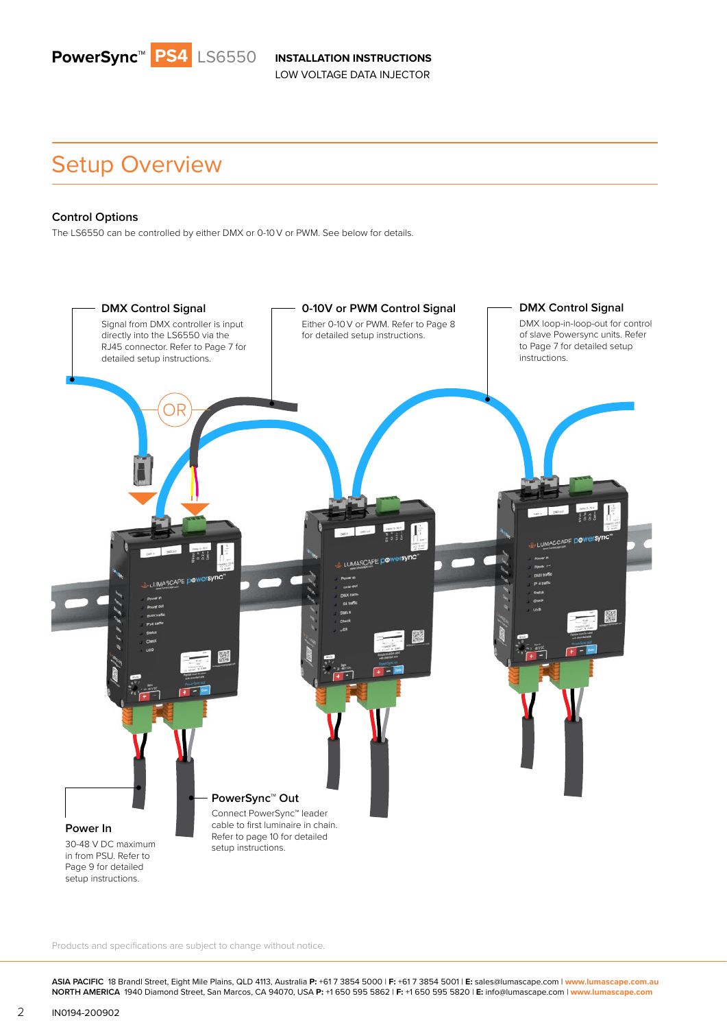## Setup Overview

### Control Options

The LS6550 can be controlled by either DMX or 0-10 V or PWM. See below for details.

**DMX Control Signal**

Signal from DMX controller is input directly into the LS6550 via the RJ45 connector. Refer to Page 7 for detailed setup instructions.

OR

**0-10V or PWM Control Signal**

Either 0-10 V or PWM. Refer to Page 8 for detailed setup instructions.

**DMX Control Signal**

DMX loop-in-loop-out for control of slave Powersync units. Refer to Page 7 for detailed setup instructions.

**Power In**

30-48 V DC maximum in from PSU. Refer to Page 9 for detailed setup instructions.

**PowerSync™ Out**

Connect PowerSync™ leader cable to first luminaire in chain. Refer to page 10 for detailed setup instructions.

Products and specifications are subject to change without notice.

**ASIA PACIFIC** 18 Brandl Street, Eight Mile Plains, QLD 4113, Australia **P:** +61 7 3854 5000 | **F:** +61 7 3854 5001 | **E:** sales@lumascape.com | **www.lumascape.com.au**
**NORTH AMERICA** 1940 Diamond Street, San Marcos, CA 94070, USA **P:** +1 650 595 5862 | **F:** +1 650 595 5820 | **E:** info@lumascape.com | **www.lumascape.com**

IN0194-200902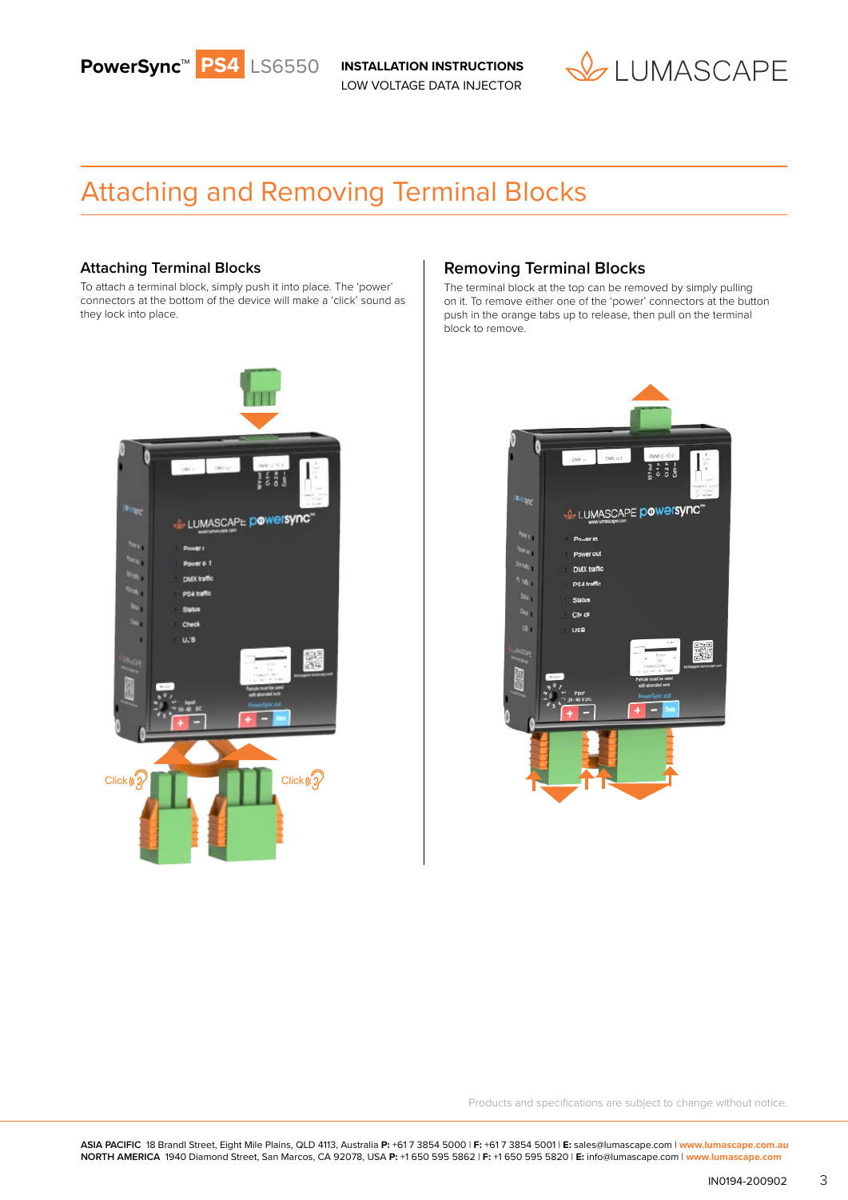# Attaching and Removing Terminal Blocks

## Attaching Terminal Blocks

To attach a terminal block, simply push it into place. The 'power' connectors at the bottom of the device will make a 'click' sound as they lock into place.

Click

Click

## Removing Terminal Blocks

The terminal block at the top can be removed by simply pulling on it. To remove either one of the 'power' connectors at the button push in the orange tabs up to release, then pull on the terminal block to remove.

Products and specifications are subject to change without notice.

**ASIA PACIFIC** 18 Brandl Street, Eight Mile Plains, QLD 4113, Australia **P:** +61 7 3854 5000 | **F:** +61 7 3854 5001 | **E:** sales@lumascape.com | **www.lumascape.com.au**
**NORTH AMERICA** 1940 Diamond Street, San Marcos, CA 92078, USA **P:** +1 650 595 5862 | **F:** +1 650 595 5820 | **E:** info@lumascape.com | **www.lumascape.com**

IN0194-200902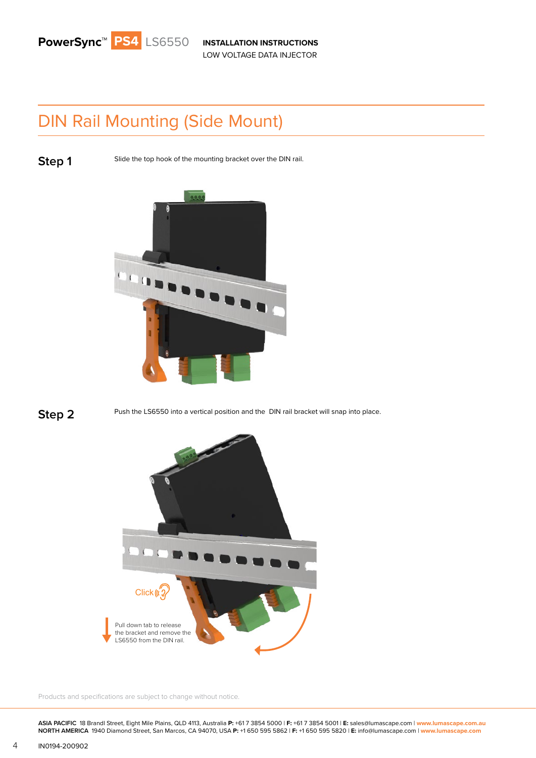## DIN Rail Mounting (Side Mount)

**Step 1**

Slide the top hook of the mounting bracket over the DIN rail.

**Step 2**

Push the LS6550 into a vertical position and the  DIN rail bracket will snap into place.

Click

Pull down tab to release the bracket and remove the LS6550 from the DIN rail.

Products and specifications are subject to change without notice.

**ASIA PACIFIC** 18 Brandl Street, Eight Mile Plains, QLD 4113, Australia **P:** +61 7 3854 5000 | **F:** +61 7 3854 5001 | **E:** sales@lumascape.com | **www.lumascape.com.au**
**NORTH AMERICA** 1940 Diamond Street, San Marcos, CA 94070, USA **P:** +1 650 595 5862 | **F:** +1 650 595 5820 | **E:** info@lumascape.com | **www.lumascape.com**

IN0194-200902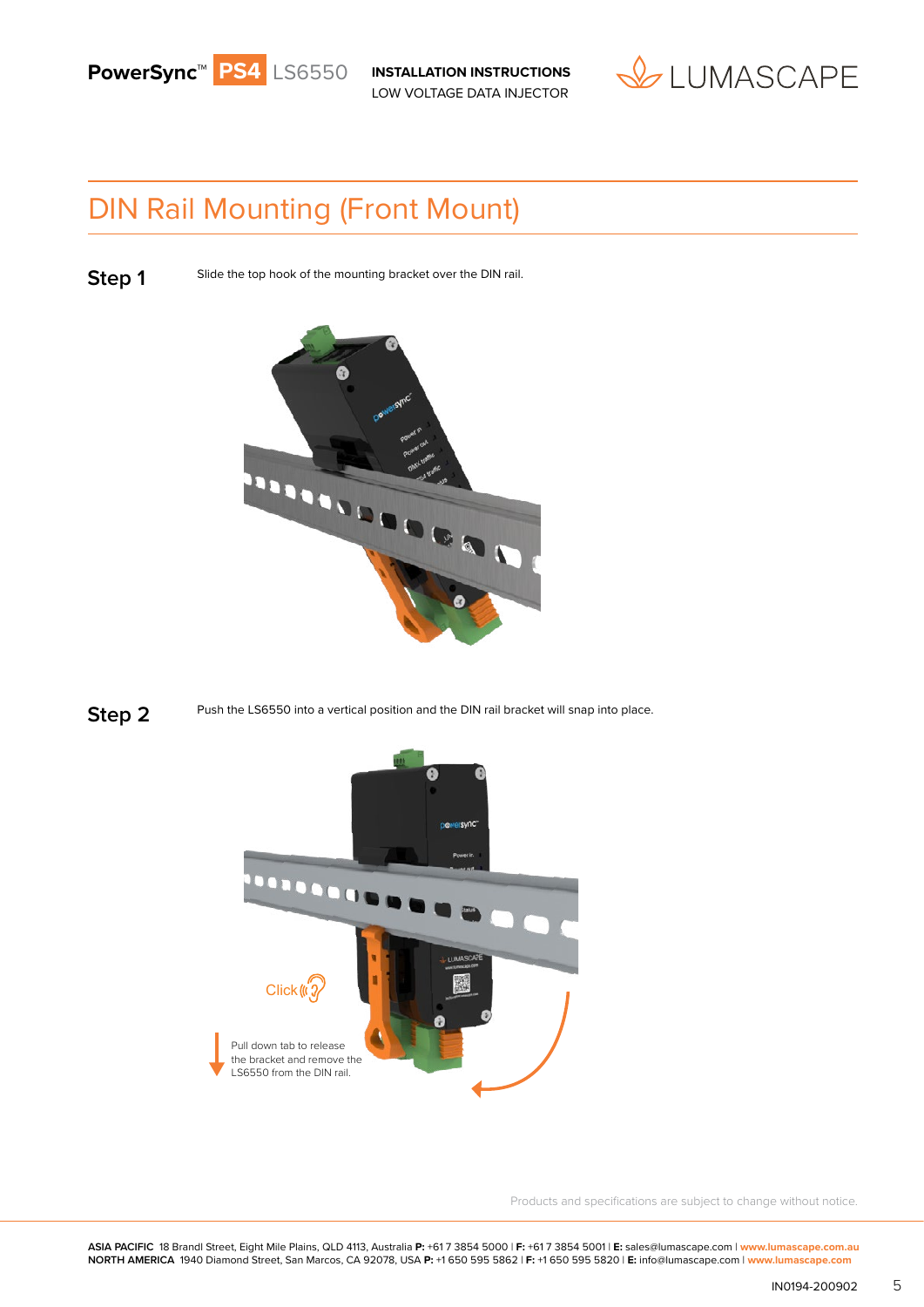# DIN Rail Mounting (Front Mount)

**Step 1** Slide the top hook of the mounting bracket over the DIN rail.

**Step 2** Push the LS6550 into a vertical position and the DIN rail bracket will snap into place.

Click

Pull down tab to release the bracket and remove the LS6550 from the DIN rail.

Products and specifications are subject to change without notice.

**ASIA PACIFIC** 18 Brandl Street, Eight Mile Plains, QLD 4113, Australia **P:** +61 7 3854 5000 | **F:** +61 7 3854 5001 | **E:** sales@lumascape.com | **www.lumascape.com.au**
**NORTH AMERICA** 1940 Diamond Street, San Marcos, CA 92078, USA **P:** +1 650 595 5862 | **F:** +1 650 595 5820 | **E:** info@lumascape.com | **www.lumascape.com**

IN0194-200902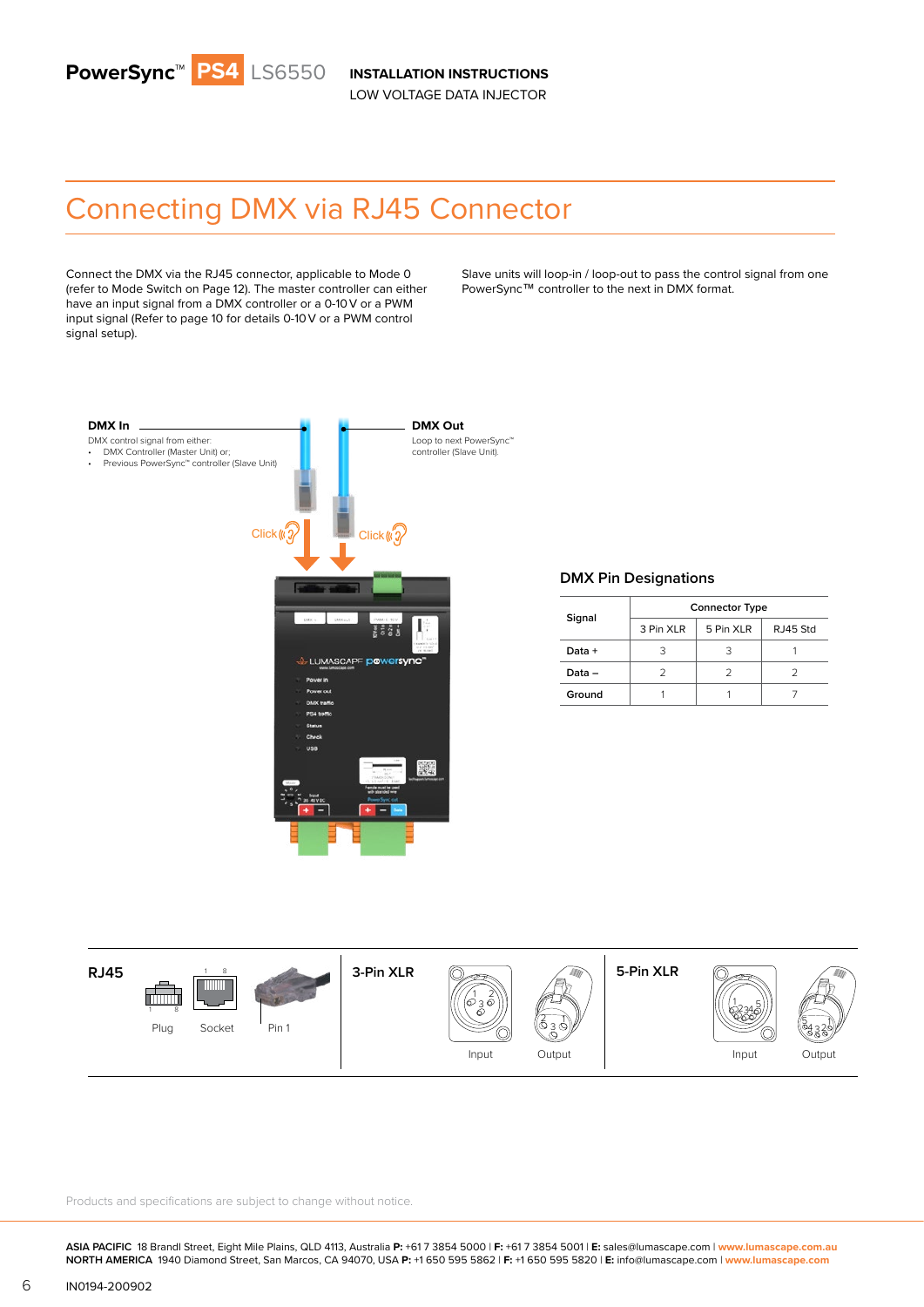## Connecting DMX via RJ45 Connector

Connect the DMX via the RJ45 connector, applicable to Mode 0 (refer to Mode Switch on Page 12). The master controller can either have an input signal from a DMX controller or a 0-10 V or a PWM input signal (Refer to page 10 for details 0-10 V or a PWM control signal setup).

Slave units will loop-in / loop-out to pass the control signal from one PowerSync™ controller to the next in DMX format.

**DMX In**

DMX control signal from either:

- DMX Controller (Master Unit) or;
- Previous PowerSync™ controller (Slave Unit)

**DMX Out**

Loop to next PowerSync™ controller (Slave Unit).

Click

Click

### DMX Pin Designations

| Signal | Connector Type | | |
|---|---|---|---|
| | 3 Pin XLR | 5 Pin XLR | RJ45 Std |
| Data + | 3 | 3 | 1 |
| Data – | 2 | 2 | 2 |
| Ground | 1 | 1 | 7 |

**RJ45**

Plug  Socket  Pin 1

**3-Pin XLR**

Input  Output

**5-Pin XLR**

Input  Output

Products and specifications are subject to change without notice.

**ASIA PACIFIC** 18 Brandl Street, Eight Mile Plains, QLD 4113, Australia **P:** +61 7 3854 5000 I **F:** +61 7 3854 5001 I **E:** sales@lumascape.com I **www.lumascape.com.au**
**NORTH AMERICA** 1940 Diamond Street, San Marcos, CA 94070, USA **P:** +1 650 595 5862 I **F:** +1 650 595 5820 I **E:** info@lumascape.com I **www.lumascape.com**

IN0194-200902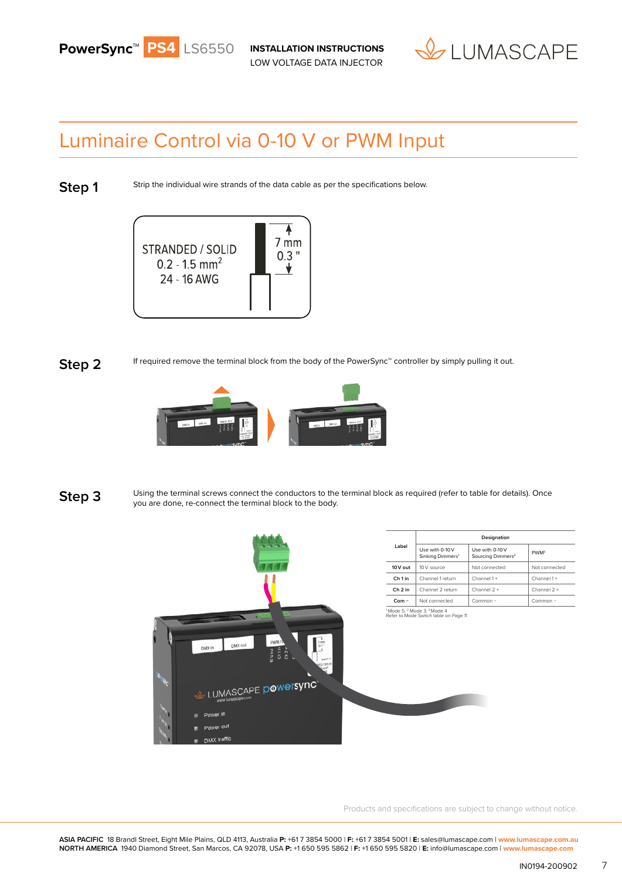# Luminaire Control via 0-10 V or PWM Input

## Step 1

Strip the individual wire strands of the data cable as per the specifications below.

STRANDED / SOLID
0.2 - 1.5 mm$^2$
24 - 16 AWG

7 mm
0.3 "

## Step 2

If required remove the terminal block from the body of the PowerSync™ controller by simply pulling it out.

## Step 3

Using the terminal screws connect the conductors to the terminal block as required (refer to table for details). Once you are done, re-connect the terminal block to the body.

| Label | Designation | | |
|---|---|---|---|
| | Use with 0-10 V Sinking Dimmers[1] | Use with 0-10 V Sourcing Dimmers[2] | PWM[3] |
| **10 V out** | 10 V source | Not connected | Not connected |
| **Ch 1 in** | Channel 1 return | Channel 1 + | Channel 1 + |
| **Ch 2 in** | Channel 2 return | Channel 2 + | Channel 2 + |
| **Com –** | Not connected | Common – | Common – |

[1] Mode 5; [2] Mode 3; [3] Mode 4
Refer to Mode Switch table on Page 11

Products and specifications are subject to change without notice.

**ASIA PACIFIC** 18 Brandl Street, Eight Mile Plains, QLD 4113, Australia **P:** +61 7 3854 5000 | **F:** +61 7 3854 5001 | **E:** sales@lumascape.com | **www.lumascape.com.au**
**NORTH AMERICA** 1940 Diamond Street, San Marcos, CA 92078, USA **P:** +1 650 595 5862 | **F:** +1 650 595 5820 | **E:** info@lumascape.com | **www.lumascape.com**

IN0194-200902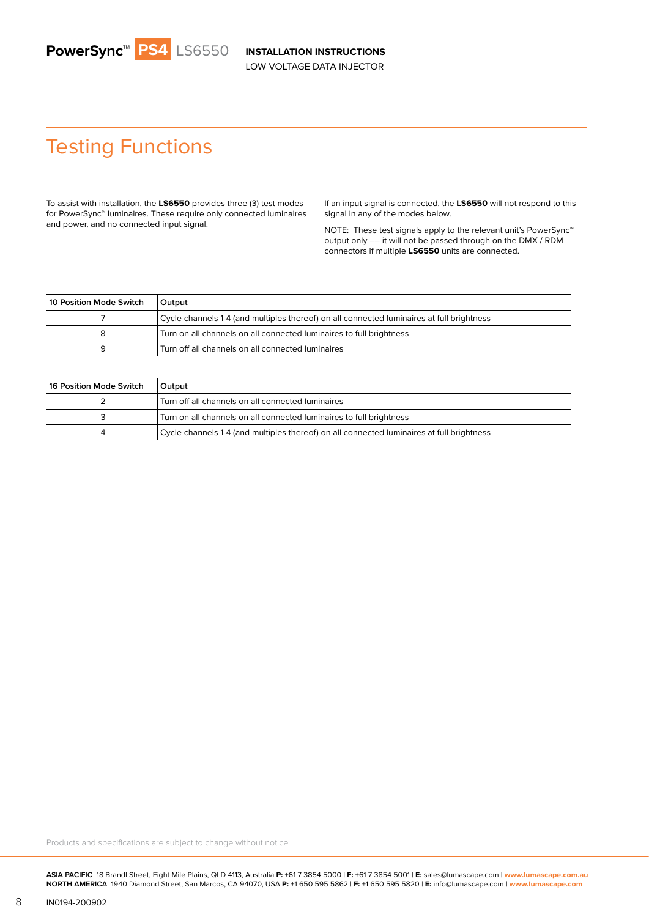# Testing Functions

To assist with installation, the **LS6550** provides three (3) test modes for PowerSync™ luminaires. These require only connected luminaires and power, and no connected input signal.

If an input signal is connected, the **LS6550** will not respond to this signal in any of the modes below.

NOTE: These test signals apply to the relevant unit's PowerSync™ output only —– it will not be passed through on the DMX / RDM connectors if multiple **LS6550** units are connected.

| 10 Position Mode Switch | Output |
|---|---|
| 7 | Cycle channels 1-4 (and multiples thereof) on all connected luminaires at full brightness |
| 8 | Turn on all channels on all connected luminaires to full brightness |
| 9 | Turn off all channels on all connected luminaires |

| 16 Position Mode Switch | Output |
|---|---|
| 2 | Turn off all channels on all connected luminaires |
| 3 | Turn on all channels on all connected luminaires to full brightness |
| 4 | Cycle channels 1-4 (and multiples thereof) on all connected luminaires at full brightness |

Products and specifications are subject to change without notice.

**ASIA PACIFIC** 18 Brandl Street, Eight Mile Plains, QLD 4113, Australia **P:** +61 7 3854 5000 | **F:** +61 7 3854 5001 | **E:** sales@lumascape.com | **www.lumascape.com.au**
**NORTH AMERICA** 1940 Diamond Street, San Marcos, CA 94070, USA **P:** +1 650 595 5862 | **F:** +1 650 595 5820 | **E:** info@lumascape.com | **www.lumascape.com**

IN0194-200902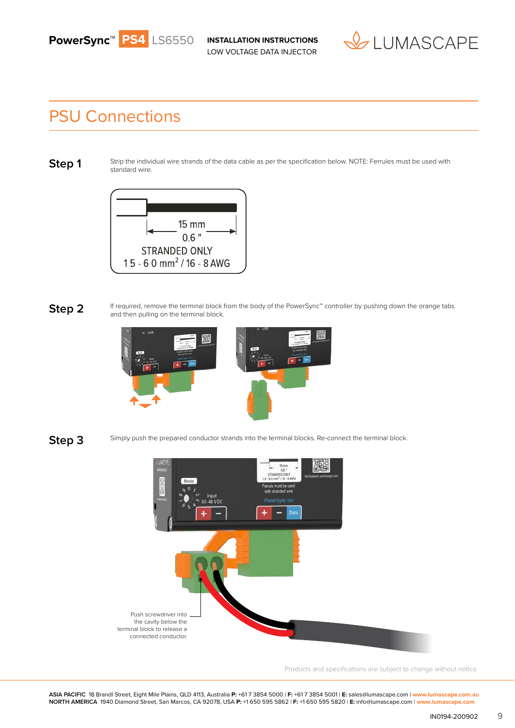## PSU Connections

**Step 1**

Strip the individual wire strands of the data cable as per the specification below. NOTE: Ferrules must be used with standard wire.

15 mm
0.6 "
STRANDED ONLY
1.5 - 6.0 mm$^2$ / 16 - 8 AWG

**Step 2**

If required, remove the terminal block from the body of the PowerSync™ controller by pushing down the orange tabs and then pulling on the terminal block.

**Step 3**

Simply push the prepared conductor strands into the terminal blocks. Re-connect the terminal block.

Push screwdriver into the cavity below the terminal block to release a connected conductor.

Products and specifications are subject to change without notice.

**ASIA PACIFIC** 18 Brandl Street, Eight Mile Plains, QLD 4113, Australia **P:** +61 7 3854 5000 I **F:** +61 7 3854 5001 I **E:** sales@lumascape.com I **www.lumascape.com.au**
**NORTH AMERICA** 1940 Diamond Street, San Marcos, CA 92078, USA **P:** +1 650 595 5862 I **F:** +1 650 595 5820 I **E:** info@lumascape.com I **www.lumascape.com**

IN0194-200902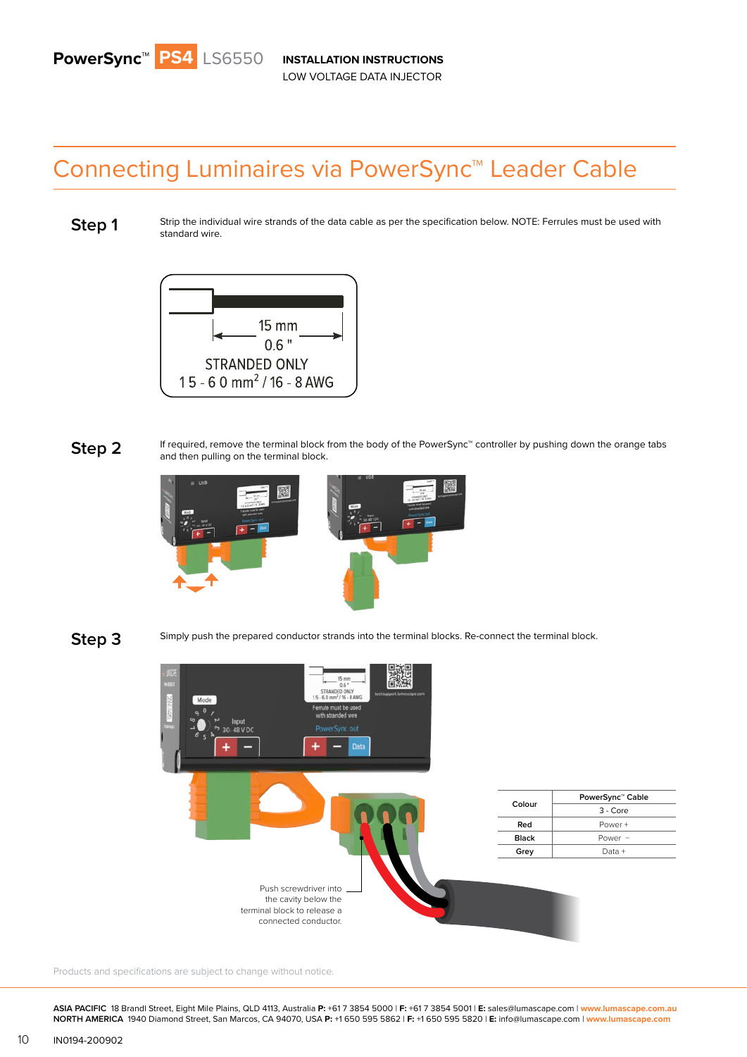# Connecting Luminaires via PowerSync™ Leader Cable

**Step 1**

Strip the individual wire strands of the data cable as per the specification below. NOTE: Ferrules must be used with standard wire.

15 mm
0.6 "
STRANDED ONLY
1.5 - 6.0 $mm^2$ / 16 - 8 AWG

**Step 2**

If required, remove the terminal block from the body of the PowerSync™ controller by pushing down the orange tabs and then pulling on the terminal block.

**Step 3**

Simply push the prepared conductor strands into the terminal blocks. Re-connect the terminal block.

Push screwdriver into the cavity below the terminal block to release a connected conductor.

| Colour | PowerSync™ Cable |
|---|---|
| | 3 - Core |
| Red | Power + |
| Black | Power − |
| Grey | Data + |

Products and specifications are subject to change without notice.

**ASIA PACIFIC** 18 Brandl Street, Eight Mile Plains, QLD 4113, Australia **P:** +61 7 3854 5000 | **F:** +61 7 3854 5001 | **E:** sales@lumascape.com | **www.lumascape.com.au**
**NORTH AMERICA** 1940 Diamond Street, San Marcos, CA 94070, USA **P:** +1 650 595 5862 | **F:** +1 650 595 5820 | **E:** info@lumascape.com | **www.lumascape.com**

IN0194-200902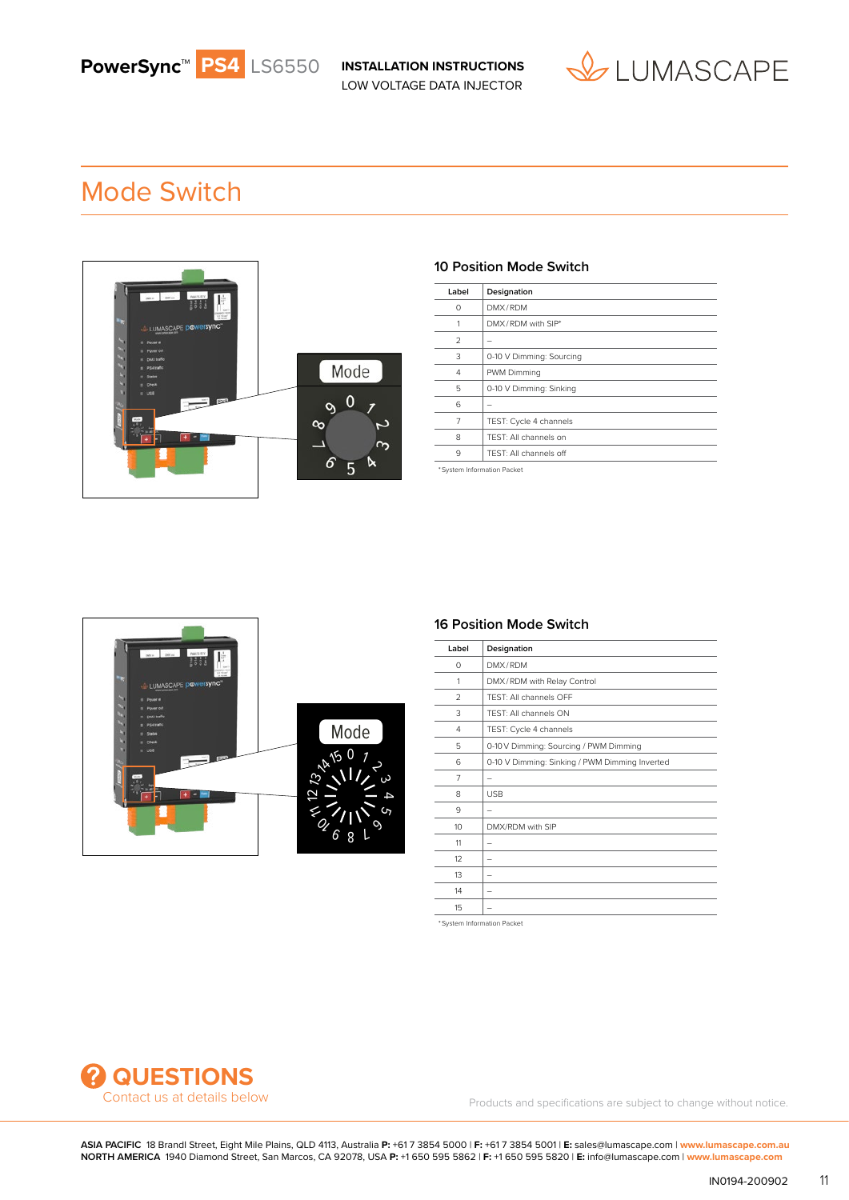# Mode Switch

### 10 Position Mode Switch

| Label | Designation |
|---|---|
| 0 | DMX/RDM |
| 1 | DMX/RDM with SIP* |
| 2 | – |
| 3 | 0-10 V Dimming: Sourcing |
| 4 | PWM Dimming |
| 5 | 0-10 V Dimming: Sinking |
| 6 | – |
| 7 | TEST: Cycle 4 channels |
| 8 | TEST: All channels on |
| 9 | TEST: All channels off |

*System Information Packet

### 16 Position Mode Switch

| Label | Designation |
|---|---|
| 0 | DMX/RDM |
| 1 | DMX/RDM with Relay Control |
| 2 | TEST: All channels OFF |
| 3 | TEST: All channels ON |
| 4 | TEST: Cycle 4 channels |
| 5 | 0-10 V Dimming: Sourcing / PWM Dimming |
| 6 | 0-10 V Dimming: Sinking / PWM Dimming Inverted |
| 7 | – |
| 8 | USB |
| 9 | – |
| 10 | DMX/RDM with SIP |
| 11 | – |
| 12 | – |
| 13 | – |
| 14 | – |
| 15 | – |

*System Information Packet

**QUESTIONS**
Contact us at details below

Products and specifications are subject to change without notice.

**ASIA PACIFIC** 18 Brandl Street, Eight Mile Plains, QLD 4113, Australia **P:** +61 7 3854 5000 | **F:** +61 7 3854 5001 | **E:** sales@lumascape.com | **www.lumascape.com.au**
**NORTH AMERICA** 1940 Diamond Street, San Marcos, CA 92078, USA **P:** +1 650 595 5862 | **F:** +1 650 595 5820 | **E:** info@lumascape.com | **www.lumascape.com**

IN0194-200902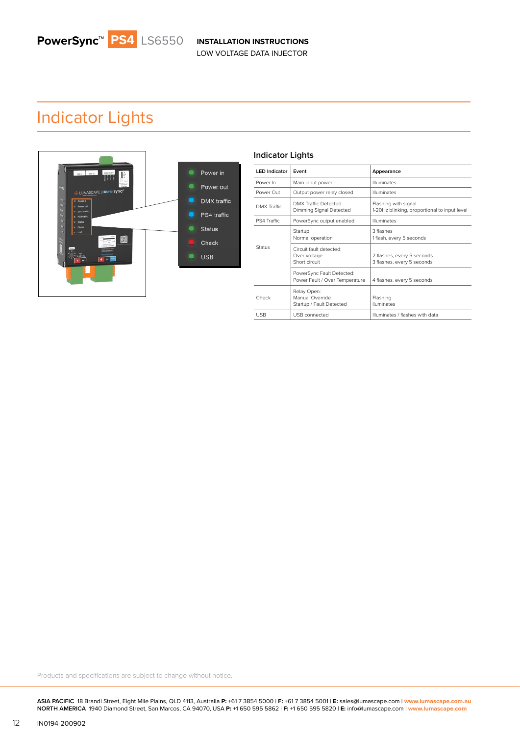# Indicator Lights

Power in
Power out
DMX traffic
PS4 traffic
Status
Check
USB

### Indicator Lights

| LED Indicator | Event | Appearance |
|---|---|---|
| Power In | Main input power | Illuminates |
| Power Out | Output power relay closed | Illuminates |
| DMX Traffic | DMX Traffic Detected<br>Dimming Signal Detected | Flashing with signal<br>1-20Hz blinking, proportional to input level |
| PS4 Traffic | PowerSync output enabled | Illuminates |
| Status | Startup<br>Normal operation | 3 flashes<br>1 flash, every 5 seconds |
| | Circuit fault detected:<br>Over voltage<br>Short circuit | <br>2 flashes, every 5 seconds<br>3 flashes, every 5 seconds |
| | PowerSync Fault Detected:<br>Power Fault / Over Temperature | <br>4 flashes, every 5 seconds |
| Check | Relay Open:<br>Manual Override<br>Startup / Fault Detected | <br>Flashing<br>Iluminates |
| USB | USB connected | Illuminates / flashes with data |

Products and specifications are subject to change without notice.

**ASIA PACIFIC** 18 Brandl Street, Eight Mile Plains, QLD 4113, Australia **P:** +61 7 3854 5000 | **F:** +61 7 3854 5001 | **E:** sales@lumascape.com | **www.lumascape.com.au**
**NORTH AMERICA** 1940 Diamond Street, San Marcos, CA 94070, USA **P:** +1 650 595 5862 | **F:** +1 650 595 5820 | **E:** info@lumascape.com | **www.lumascape.com**

IN0194-200902